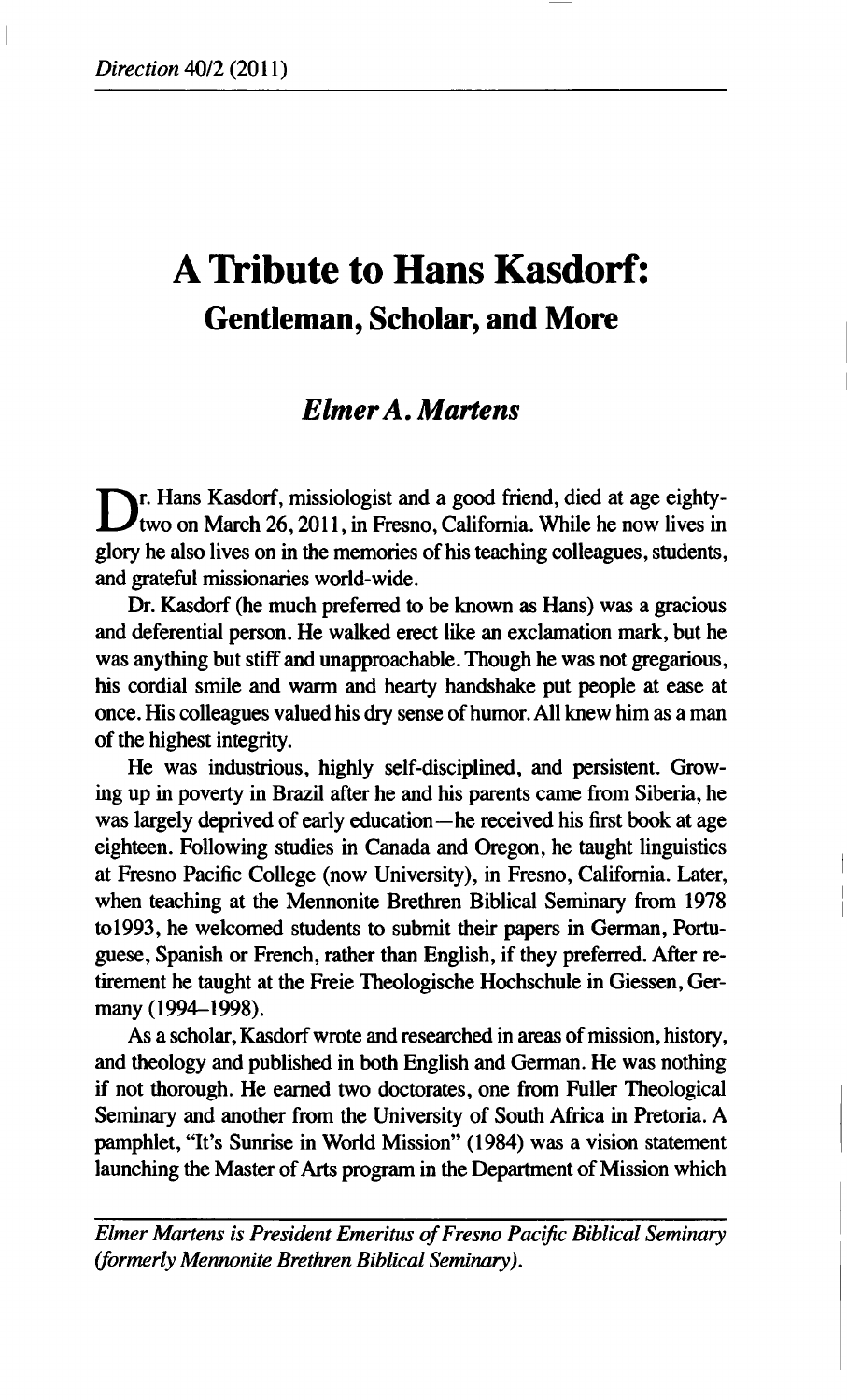# A Tribute to Hans Kasdorf:

## Gentleman, Scholar, and More

### *Elmer A. Martens*

Dr. Hans Kasdorf, missiologist and a good friend, died at age eighty-two on March 26, 2011, in Fresno, California. While he now lives in glory he also lives on in the memories of his teaching colleagues, students, and grateful missionaries world-wide.

Dr. Kasdorf (he much preferred to be known as Hans) was a gracious and deferential person. He walked erect like an exclamation mark, but he was anything but stiff and unapproachable. Though he was not gregarious, his cordial smile and warm and hearty handshake put people at ease at once. His colleagues valued his dry sense of humor. All knew him as a man of the highest integrity.

He was industrious, highly self-disciplined, and persistent. Growing up in poverty in Brazil after he and his parents came from Siberia, he was largely deprived of early education—he received his first book at age eighteen. Following studies in Canada and Oregon, he taught linguistics at Fresno Pacific College (now University), in Fresno, California. Later, when teaching at the Mennonite Brethren Biblical Seminary from 1978 to1993, he welcomed students to submit their papers in German, Portuguese, Spanish or French, rather than English, if they preferred. After retirement he taught at the Freie Theologische Hochschule in Giessen, Germany (1994–1998).

As a scholar, Kasdorf wrote and researched in areas of mission, history, and theology and published in both English and German. He was nothing if not thorough. He earned two doctorates, one from Fuller Theological Seminary and another from the University of South Africa in Pretoria. A pamphlet, "It's Sunrise in World Mission" (1984) was a vision statement launching the Master of Arts program in the Department of Mission which

*Elmer Martens is President Emeritus of Fresno Pacific Biblical Seminary (formerly Mennonite Brethren Biblical Seminary).*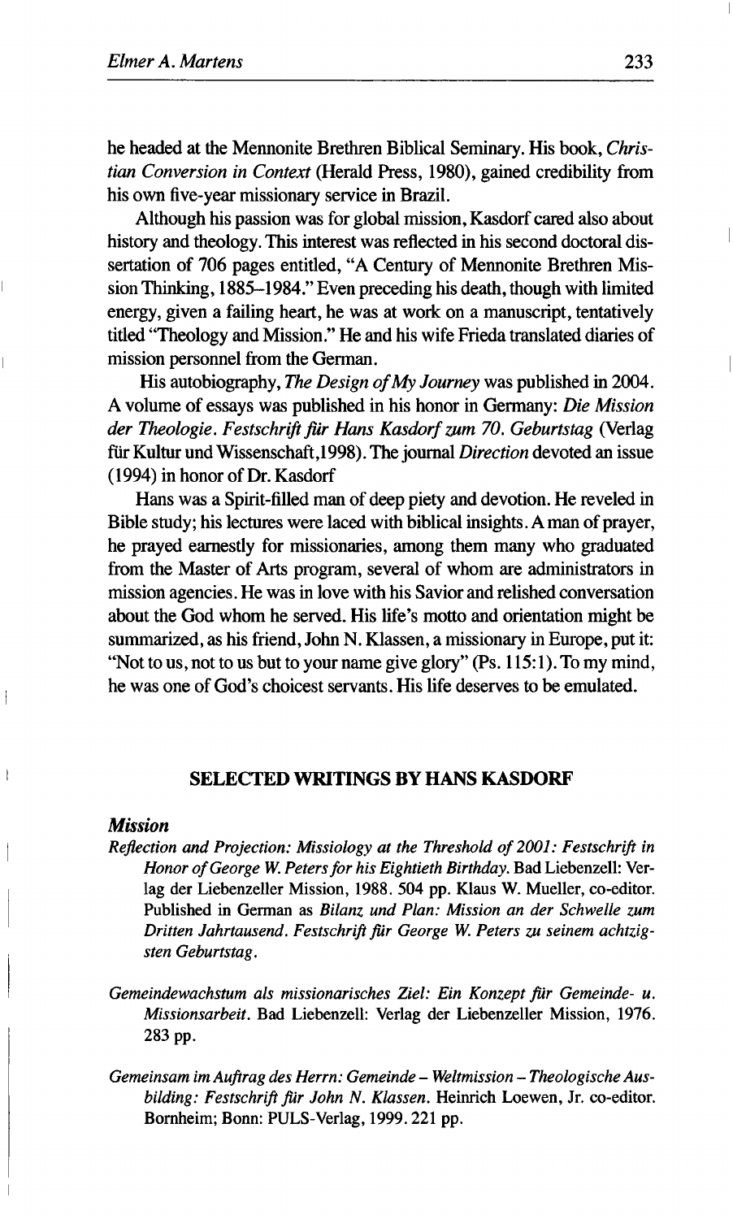he headed at the Mennonite Brethren Biblical Seminary. His book, *Christian Conversion in Context* (Herald Press, 1980), gained credibility from his own five-year missionary service in Brazil.

Although his passion was for global mission, Kasdorf cared also about history and theology. This interest was reflected in his second doctoral dissertation of 706 pages entitled, "A Century of Mennonite Brethren Mission Thinking, 1885–1984." Even preceding his death, though with limited energy, given a failing heart, he was at work on a manuscript, tentatively titled "Theology and Mission." He and his wife Frieda translated diaries of mission personnel from the German.

His autobiography, *The Design of My Journey* was published in 2004. A volume of essays was published in his honor in Germany: *Die Mission der Theologie. Festschrift für Hans Kasdorf zum 70. Geburtstag* (Verlag für Kultur und Wissenschaft,1998). The journal *Direction* devoted an issue (1994) in honor of Dr. Kasdorf

Hans was a Spirit-filled man of deep piety and devotion. He reveled in Bible study; his lectures were laced with biblical insights. A man of prayer, he prayed earnestly for missionaries, among them many who graduated from the Master of Arts program, several of whom are administrators in mission agencies. He was in love with his Savior and relished conversation about the God whom he served. His life's motto and orientation might be summarized, as his friend, John N. Klassen, a missionary in Europe, put it: "Not to us, not to us but to your name give glory" (Ps. 115:1). To my mind, he was one of God's choicest servants. His life deserves to be emulated.

## SELECTED WRITINGS BY HANS KASDORF

### *Mission*

*Reflection and Projection: Missiology at the Threshold of 2001: Festschrift in Honor of George W. Peters for his Eightieth Birthday.* Bad Liebenzell: Verlag der Liebenzeller Mission, 1988. 504 pp. Klaus W. Mueller, co-editor. Published in German as *Bilanz und Plan: Mission an der Schwelle zum Dritten Jahrtausend. Festschrift für George W. Peters zu seinem achtzigsten Geburtstag.*

*Gemeindewachstum als missionarisches Ziel: Ein Konzept für Gemeinde- u. Missionsarbeit.* Bad Liebenzell: Verlag der Liebenzeller Mission, 1976. 283 pp.

*Gemeinsam im Auftrag des Herrn: Gemeinde – Weltmission – Theologische Ausbilding: Festschrift für John N. Klassen.* Heinrich Loewen, Jr. co-editor. Bornheim; Bonn: PULS-Verlag, 1999. 221 pp.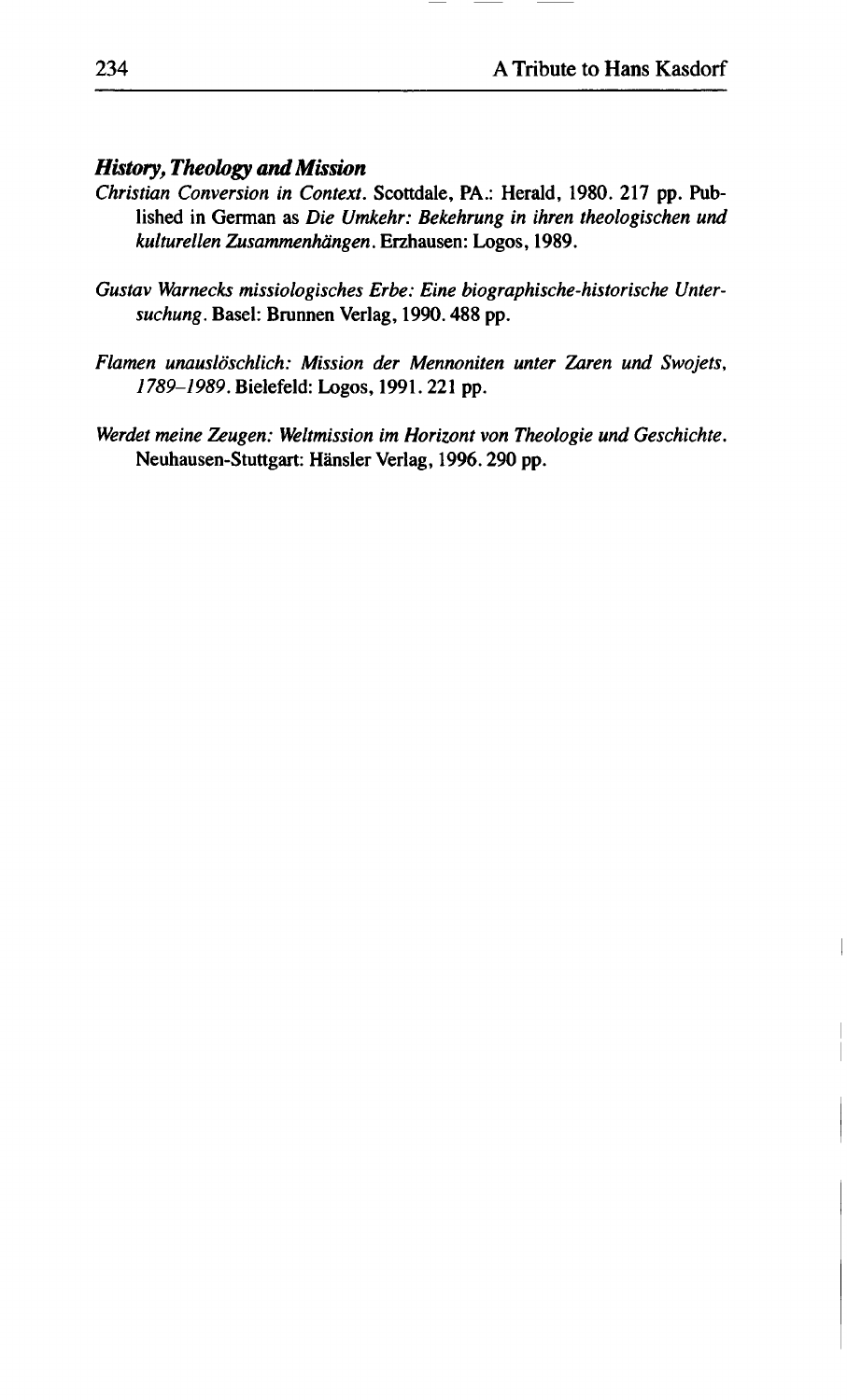### *History, Theology and Mission*

*Christian Conversion in Context*. Scottdale, PA.: Herald, 1980. 217 pp. Published in German as *Die Umkehr: Bekehrung in ihren theologischen und kulturellen Zusammenhängen*. Erzhausen: Logos, 1989.

*Gustav Warnecks missiologisches Erbe: Eine biographische-historische Untersuchung*. Basel: Brunnen Verlag, 1990. 488 pp.

*Flamen unauslöschlich: Mission der Mennoniten unter Zaren und Swojets, 1789–1989*. Bielefeld: Logos, 1991. 221 pp.

*Werdet meine Zeugen: Weltmission im Horizont von Theologie und Geschichte*. Neuhausen-Stuttgart: Hänsler Verlag, 1996. 290 pp.